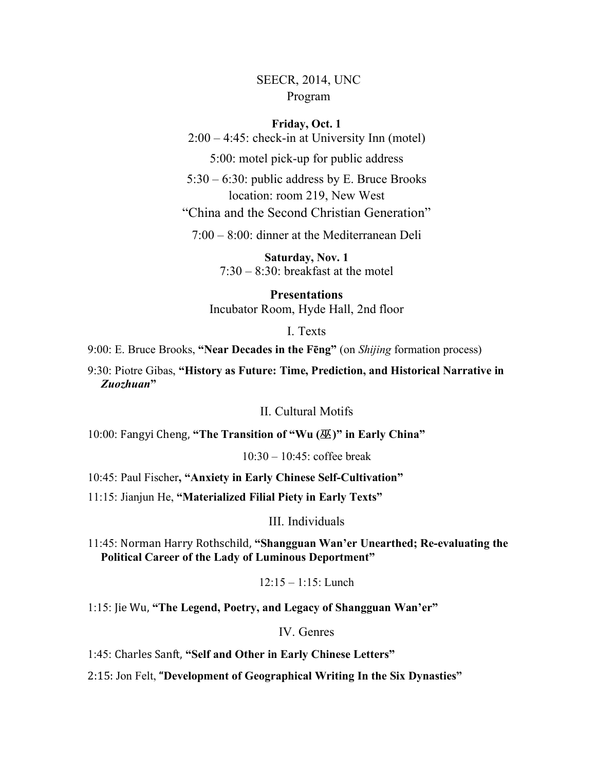# SEECR, 2014, UNC
## Program

**Friday, Oct. 1**

2:00 – 4:45: check-in at University Inn (motel)

5:00: motel pick-up for public address

5:30 – 6:30: public address by E. Bruce Brooks
location: room 219, New West
"China and the Second Christian Generation"

7:00 – 8:00: dinner at the Mediterranean Deli

**Saturday, Nov. 1**

7:30 – 8:30: breakfast at the motel

**Presentations**

Incubator Room, Hyde Hall, 2nd floor

### I. Texts

9:00: E. Bruce Brooks, **"Near Decades in the Fēng"** (on *Shijing* formation process)

9:30: Piotre Gibas, **"History as Future: Time, Prediction, and Historical Narrative in *Zuozhuan*"**

### II. Cultural Motifs

10:00: Fangyi Cheng, **"The Transition of "Wu (巫)" in Early China"**

10:30 – 10:45: coffee break

10:45: Paul Fischer**, "Anxiety in Early Chinese Self-Cultivation"**

11:15: Jianjun He, **"Materialized Filial Piety in Early Texts"**

### III. Individuals

11:45: Norman Harry Rothschild, **"Shangguan Wan'er Unearthed; Re-evaluating the Political Career of the Lady of Luminous Deportment"**

12:15 – 1:15: Lunch

1:15: Jie Wu, **"The Legend, Poetry, and Legacy of Shangguan Wan'er"**

### IV. Genres

1:45: Charles Sanft, **"Self and Other in Early Chinese Letters"**

2:15: Jon Felt, **"Development of Geographical Writing In the Six Dynasties"**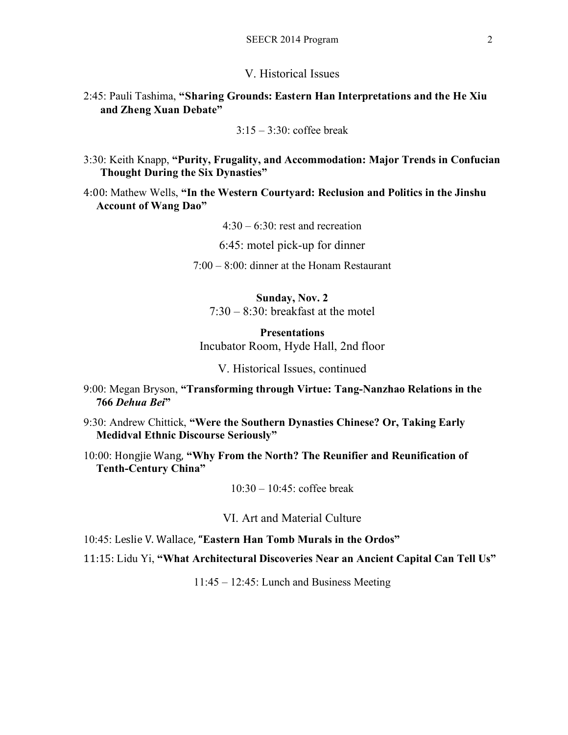## V. Historical Issues

2:45: Pauli Tashima, **"Sharing Grounds: Eastern Han Interpretations and the He Xiu and Zheng Xuan Debate"**

3:15 – 3:30: coffee break

3:30: Keith Knapp, **"Purity, Frugality, and Accommodation: Major Trends in Confucian Thought During the Six Dynasties"**

4:00: Mathew Wells, **"In the Western Courtyard: Reclusion and Politics in the Jinshu Account of Wang Dao"**

4:30 – 6:30: rest and recreation

6:45: motel pick-up for dinner

7:00 – 8:00: dinner at the Honam Restaurant

**Sunday, Nov. 2**

7:30 – 8:30: breakfast at the motel

**Presentations**

Incubator Room, Hyde Hall, 2nd floor

## V. Historical Issues, continued

9:00: Megan Bryson, **"Transforming through Virtue: Tang-Nanzhao Relations in the 766 *Dehua Bei*"**

9:30: Andrew Chittick, **"Were the Southern Dynasties Chinese? Or, Taking Early Medidval Ethnic Discourse Seriously"**

10:00: Hongjie Wang, **"Why From the North? The Reunifier and Reunification of Tenth-Century China"**

10:30 – 10:45: coffee break

## VI. Art and Material Culture

10:45: Leslie V. Wallace, **"Eastern Han Tomb Murals in the Ordos"**

11:15: Lidu Yi, **"What Architectural Discoveries Near an Ancient Capital Can Tell Us"**

11:45 – 12:45: Lunch and Business Meeting